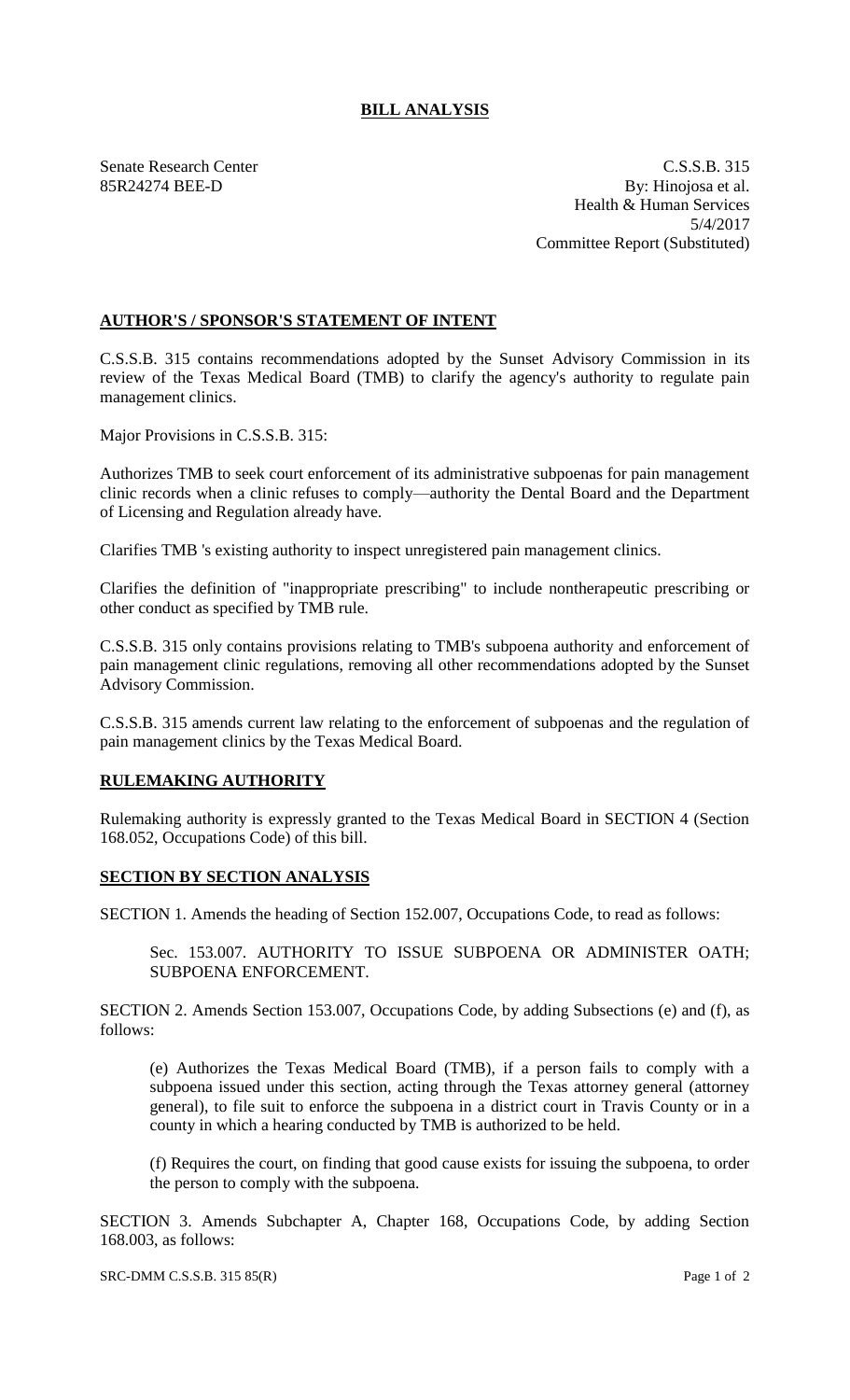# BILL ANALYSIS

Senate Research Center
85R24274 BEE-D

C.S.S.B. 315
By: Hinojosa et al.
Health & Human Services
5/4/2017
Committee Report (Substituted)

## AUTHOR'S / SPONSOR'S STATEMENT OF INTENT

C.S.S.B. 315 contains recommendations adopted by the Sunset Advisory Commission in its review of the Texas Medical Board (TMB) to clarify the agency's authority to regulate pain management clinics.

Major Provisions in C.S.S.B. 315:

Authorizes TMB to seek court enforcement of its administrative subpoenas for pain management clinic records when a clinic refuses to comply—authority the Dental Board and the Department of Licensing and Regulation already have.

Clarifies TMB 's existing authority to inspect unregistered pain management clinics.

Clarifies the definition of "inappropriate prescribing" to include nontherapeutic prescribing or other conduct as specified by TMB rule.

C.S.S.B. 315 only contains provisions relating to TMB's subpoena authority and enforcement of pain management clinic regulations, removing all other recommendations adopted by the Sunset Advisory Commission.

C.S.S.B. 315 amends current law relating to the enforcement of subpoenas and the regulation of pain management clinics by the Texas Medical Board.

## RULEMAKING AUTHORITY

Rulemaking authority is expressly granted to the Texas Medical Board in SECTION 4 (Section 168.052, Occupations Code) of this bill.

## SECTION BY SECTION ANALYSIS

SECTION 1. Amends the heading of Section 152.007, Occupations Code, to read as follows:

> Sec. 153.007. AUTHORITY TO ISSUE SUBPOENA OR ADMINISTER OATH; SUBPOENA ENFORCEMENT.

SECTION 2. Amends Section 153.007, Occupations Code, by adding Subsections (e) and (f), as follows:

> (e) Authorizes the Texas Medical Board (TMB), if a person fails to comply with a subpoena issued under this section, acting through the Texas attorney general (attorney general), to file suit to enforce the subpoena in a district court in Travis County or in a county in which a hearing conducted by TMB is authorized to be held.
>
> (f) Requires the court, on finding that good cause exists for issuing the subpoena, to order the person to comply with the subpoena.

SECTION 3. Amends Subchapter A, Chapter 168, Occupations Code, by adding Section 168.003, as follows: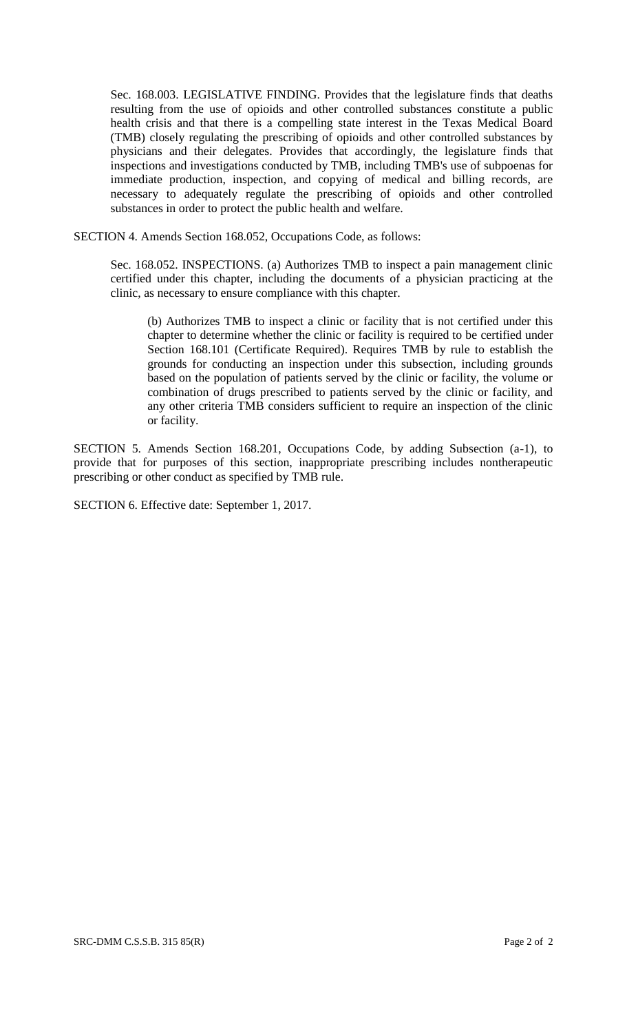Sec. 168.003. LEGISLATIVE FINDING. Provides that the legislature finds that deaths resulting from the use of opioids and other controlled substances constitute a public health crisis and that there is a compelling state interest in the Texas Medical Board (TMB) closely regulating the prescribing of opioids and other controlled substances by physicians and their delegates. Provides that accordingly, the legislature finds that inspections and investigations conducted by TMB, including TMB's use of subpoenas for immediate production, inspection, and copying of medical and billing records, are necessary to adequately regulate the prescribing of opioids and other controlled substances in order to protect the public health and welfare.

SECTION 4. Amends Section 168.052, Occupations Code, as follows:

Sec. 168.052. INSPECTIONS. (a) Authorizes TMB to inspect a pain management clinic certified under this chapter, including the documents of a physician practicing at the clinic, as necessary to ensure compliance with this chapter.

(b) Authorizes TMB to inspect a clinic or facility that is not certified under this chapter to determine whether the clinic or facility is required to be certified under Section 168.101 (Certificate Required). Requires TMB by rule to establish the grounds for conducting an inspection under this subsection, including grounds based on the population of patients served by the clinic or facility, the volume or combination of drugs prescribed to patients served by the clinic or facility, and any other criteria TMB considers sufficient to require an inspection of the clinic or facility.

SECTION 5. Amends Section 168.201, Occupations Code, by adding Subsection (a-1), to provide that for purposes of this section, inappropriate prescribing includes nontherapeutic prescribing or other conduct as specified by TMB rule.

SECTION 6. Effective date: September 1, 2017.